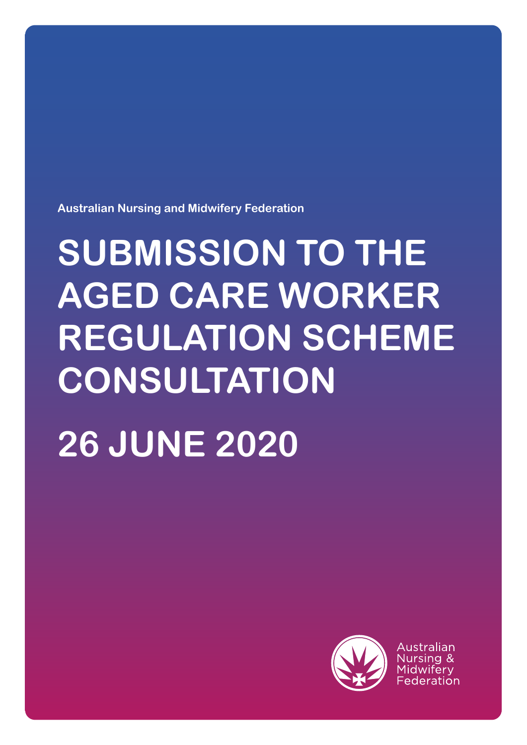Australian Nursing and Midwifery Federation

# SUBMISSION TO THE AGED CARE WORKER REGULATION SCHEME CONSULTATION

# 26 JUNE 2020

Australian Nursing & Midwifery Federation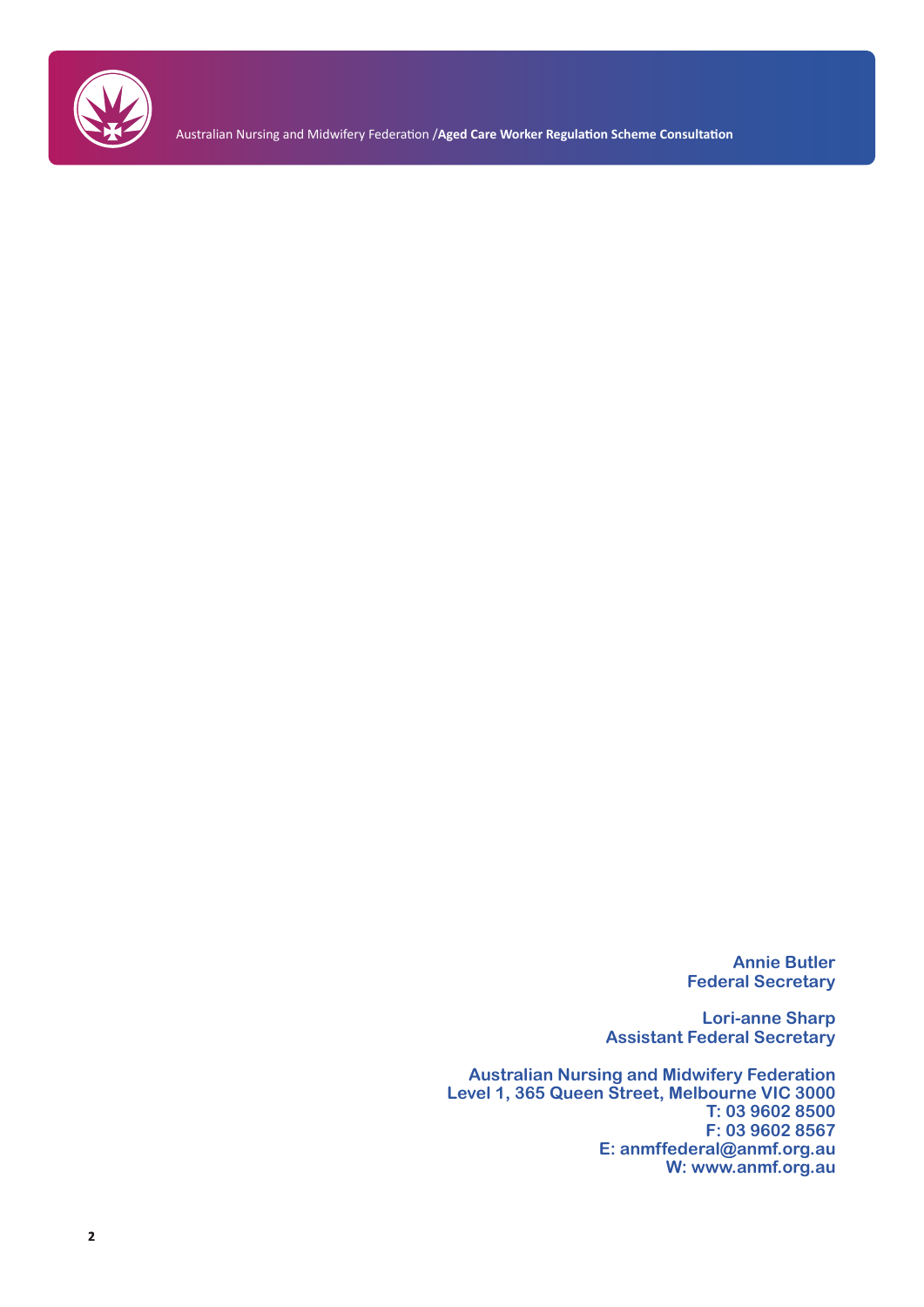**Annie Butler**
**Federal Secretary**

**Lori-anne Sharp**
**Assistant Federal Secretary**

**Australian Nursing and Midwifery Federation**
**Level 1, 365 Queen Street, Melbourne VIC 3000**
**T: 03 9602 8500**
**F: 03 9602 8567**
**E: anmffederal@anmf.org.au**
**W: www.anmf.org.au**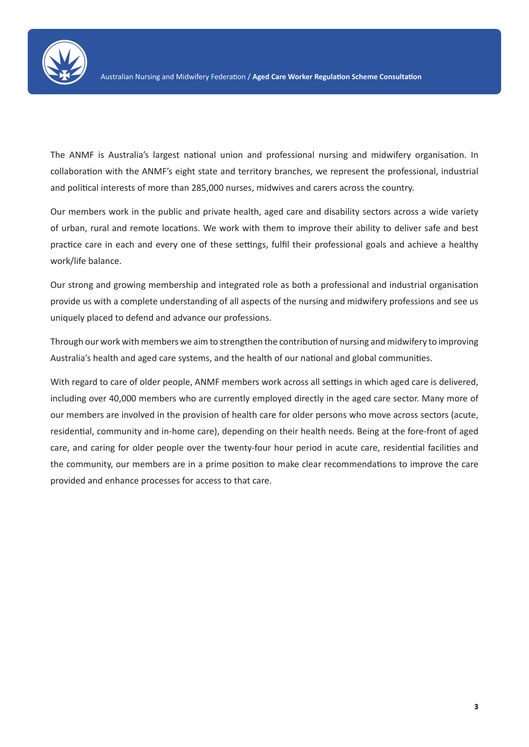The ANMF is Australia's largest national union and professional nursing and midwifery organisation. In collaboration with the ANMF's eight state and territory branches, we represent the professional, industrial and political interests of more than 285,000 nurses, midwives and carers across the country.

Our members work in the public and private health, aged care and disability sectors across a wide variety of urban, rural and remote locations. We work with them to improve their ability to deliver safe and best practice care in each and every one of these settings, fulfil their professional goals and achieve a healthy work/life balance.

Our strong and growing membership and integrated role as both a professional and industrial organisation provide us with a complete understanding of all aspects of the nursing and midwifery professions and see us uniquely placed to defend and advance our professions.

Through our work with members we aim to strengthen the contribution of nursing and midwifery to improving Australia's health and aged care systems, and the health of our national and global communities.

With regard to care of older people, ANMF members work across all settings in which aged care is delivered, including over 40,000 members who are currently employed directly in the aged care sector. Many more of our members are involved in the provision of health care for older persons who move across sectors (acute, residential, community and in-home care), depending on their health needs. Being at the fore-front of aged care, and caring for older people over the twenty-four hour period in acute care, residential facilities and the community, our members are in a prime position to make clear recommendations to improve the care provided and enhance processes for access to that care.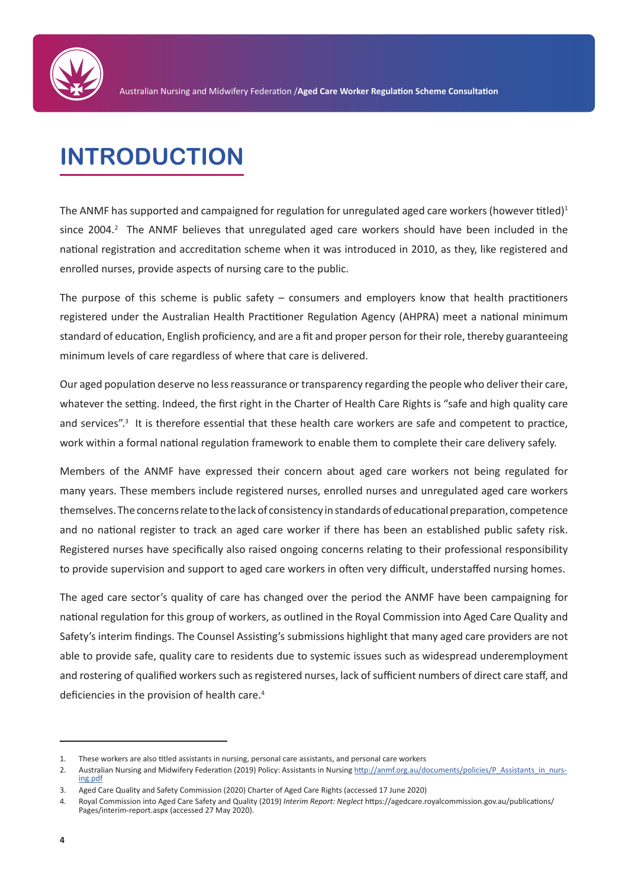# INTRODUCTION

The ANMF has supported and campaigned for regulation for unregulated aged care workers (however titled)[1] since 2004.[2] The ANMF believes that unregulated aged care workers should have been included in the national registration and accreditation scheme when it was introduced in 2010, as they, like registered and enrolled nurses, provide aspects of nursing care to the public.

The purpose of this scheme is public safety – consumers and employers know that health practitioners registered under the Australian Health Practitioner Regulation Agency (AHPRA) meet a national minimum standard of education, English proficiency, and are a fit and proper person for their role, thereby guaranteeing minimum levels of care regardless of where that care is delivered.

Our aged population deserve no less reassurance or transparency regarding the people who deliver their care, whatever the setting. Indeed, the first right in the Charter of Health Care Rights is "safe and high quality care and services".[3] It is therefore essential that these health care workers are safe and competent to practice, work within a formal national regulation framework to enable them to complete their care delivery safely.

Members of the ANMF have expressed their concern about aged care workers not being regulated for many years. These members include registered nurses, enrolled nurses and unregulated aged care workers themselves. The concerns relate to the lack of consistency in standards of educational preparation, competence and no national register to track an aged care worker if there has been an established public safety risk. Registered nurses have specifically also raised ongoing concerns relating to their professional responsibility to provide supervision and support to aged care workers in often very difficult, understaffed nursing homes.

The aged care sector's quality of care has changed over the period the ANMF have been campaigning for national regulation for this group of workers, as outlined in the Royal Commission into Aged Care Quality and Safety's interim findings. The Counsel Assisting's submissions highlight that many aged care providers are not able to provide safe, quality care to residents due to systemic issues such as widespread underemployment and rostering of qualified workers such as registered nurses, lack of sufficient numbers of direct care staff, and deficiencies in the provision of health care.[4]

---

1. These workers are also titled assistants in nursing, personal care assistants, and personal care workers
2. Australian Nursing and Midwifery Federation (2019) Policy: Assistants in Nursing http://anmf.org.au/documents/policies/P_Assistants_in_nursing.pdf
3. Aged Care Quality and Safety Commission (2020) Charter of Aged Care Rights (accessed 17 June 2020)
4. Royal Commission into Aged Care Safety and Quality (2019) *Interim Report: Neglect* https://agedcare.royalcommission.gov.au/publications/Pages/interim-report.aspx (accessed 27 May 2020).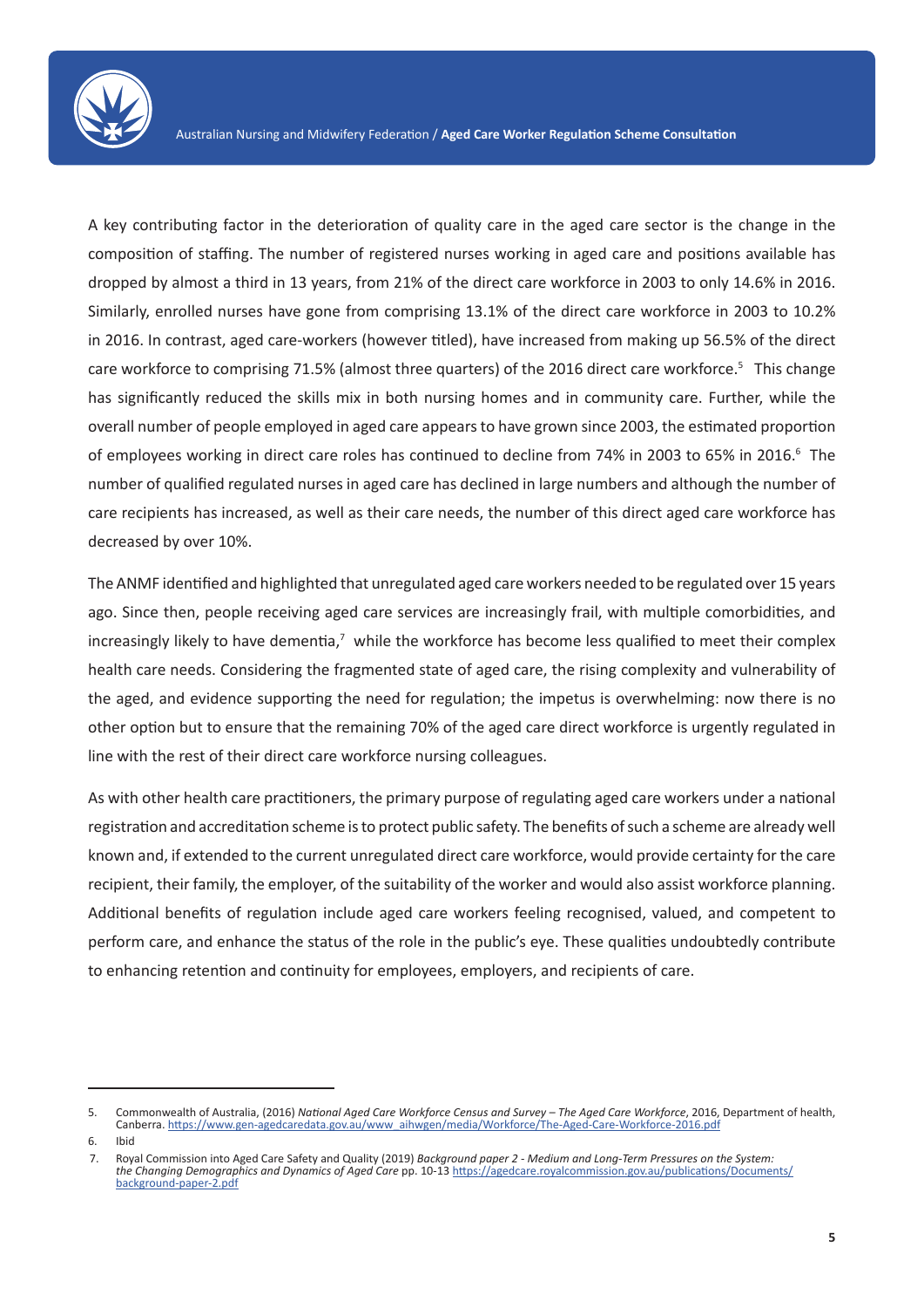A key contributing factor in the deterioration of quality care in the aged care sector is the change in the composition of staffing. The number of registered nurses working in aged care and positions available has dropped by almost a third in 13 years, from 21% of the direct care workforce in 2003 to only 14.6% in 2016. Similarly, enrolled nurses have gone from comprising 13.1% of the direct care workforce in 2003 to 10.2% in 2016. In contrast, aged care-workers (however titled), have increased from making up 56.5% of the direct care workforce to comprising 71.5% (almost three quarters) of the 2016 direct care workforce.[5] This change has significantly reduced the skills mix in both nursing homes and in community care. Further, while the overall number of people employed in aged care appears to have grown since 2003, the estimated proportion of employees working in direct care roles has continued to decline from 74% in 2003 to 65% in 2016.[6] The number of qualified regulated nurses in aged care has declined in large numbers and although the number of care recipients has increased, as well as their care needs, the number of this direct aged care workforce has decreased by over 10%.

The ANMF identified and highlighted that unregulated aged care workers needed to be regulated over 15 years ago. Since then, people receiving aged care services are increasingly frail, with multiple comorbidities, and increasingly likely to have dementia,[7] while the workforce has become less qualified to meet their complex health care needs. Considering the fragmented state of aged care, the rising complexity and vulnerability of the aged, and evidence supporting the need for regulation; the impetus is overwhelming: now there is no other option but to ensure that the remaining 70% of the aged care direct workforce is urgently regulated in line with the rest of their direct care workforce nursing colleagues.

As with other health care practitioners, the primary purpose of regulating aged care workers under a national registration and accreditation scheme is to protect public safety. The benefits of such a scheme are already well known and, if extended to the current unregulated direct care workforce, would provide certainty for the care recipient, their family, the employer, of the suitability of the worker and would also assist workforce planning. Additional benefits of regulation include aged care workers feeling recognised, valued, and competent to perform care, and enhance the status of the role in the public's eye. These qualities undoubtedly contribute to enhancing retention and continuity for employees, employers, and recipients of care.

---

5. Commonwealth of Australia, (2016) *National Aged Care Workforce Census and Survey – The Aged Care Workforce*, 2016, Department of health, Canberra. https://www.gen-agedcaredata.gov.au/www_aihwgen/media/Workforce/The-Aged-Care-Workforce-2016.pdf
6. Ibid
7. Royal Commission into Aged Care Safety and Quality (2019) *Background paper 2 - Medium and Long-Term Pressures on the System: the Changing Demographics and Dynamics of Aged Care* pp. 10-13 https://agedcare.royalcommission.gov.au/publications/Documents/background-paper-2.pdf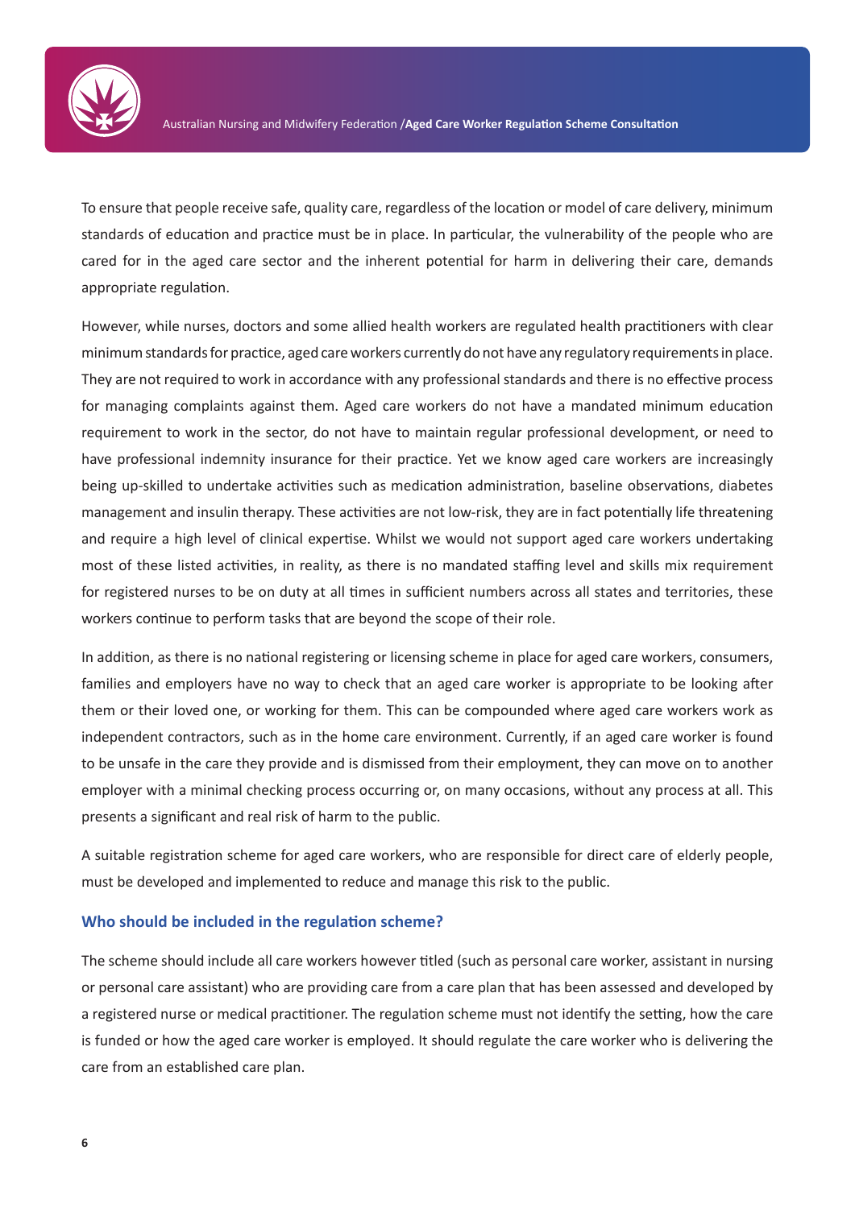To ensure that people receive safe, quality care, regardless of the location or model of care delivery, minimum standards of education and practice must be in place. In particular, the vulnerability of the people who are cared for in the aged care sector and the inherent potential for harm in delivering their care, demands appropriate regulation.

However, while nurses, doctors and some allied health workers are regulated health practitioners with clear minimum standards for practice, aged care workers currently do not have any regulatory requirements in place. They are not required to work in accordance with any professional standards and there is no effective process for managing complaints against them. Aged care workers do not have a mandated minimum education requirement to work in the sector, do not have to maintain regular professional development, or need to have professional indemnity insurance for their practice. Yet we know aged care workers are increasingly being up-skilled to undertake activities such as medication administration, baseline observations, diabetes management and insulin therapy. These activities are not low-risk, they are in fact potentially life threatening and require a high level of clinical expertise. Whilst we would not support aged care workers undertaking most of these listed activities, in reality, as there is no mandated staffing level and skills mix requirement for registered nurses to be on duty at all times in sufficient numbers across all states and territories, these workers continue to perform tasks that are beyond the scope of their role.

In addition, as there is no national registering or licensing scheme in place for aged care workers, consumers, families and employers have no way to check that an aged care worker is appropriate to be looking after them or their loved one, or working for them. This can be compounded where aged care workers work as independent contractors, such as in the home care environment. Currently, if an aged care worker is found to be unsafe in the care they provide and is dismissed from their employment, they can move on to another employer with a minimal checking process occurring or, on many occasions, without any process at all. This presents a significant and real risk of harm to the public.

A suitable registration scheme for aged care workers, who are responsible for direct care of elderly people, must be developed and implemented to reduce and manage this risk to the public.

## Who should be included in the regulation scheme?

The scheme should include all care workers however titled (such as personal care worker, assistant in nursing or personal care assistant) who are providing care from a care plan that has been assessed and developed by a registered nurse or medical practitioner. The regulation scheme must not identify the setting, how the care is funded or how the aged care worker is employed. It should regulate the care worker who is delivering the care from an established care plan.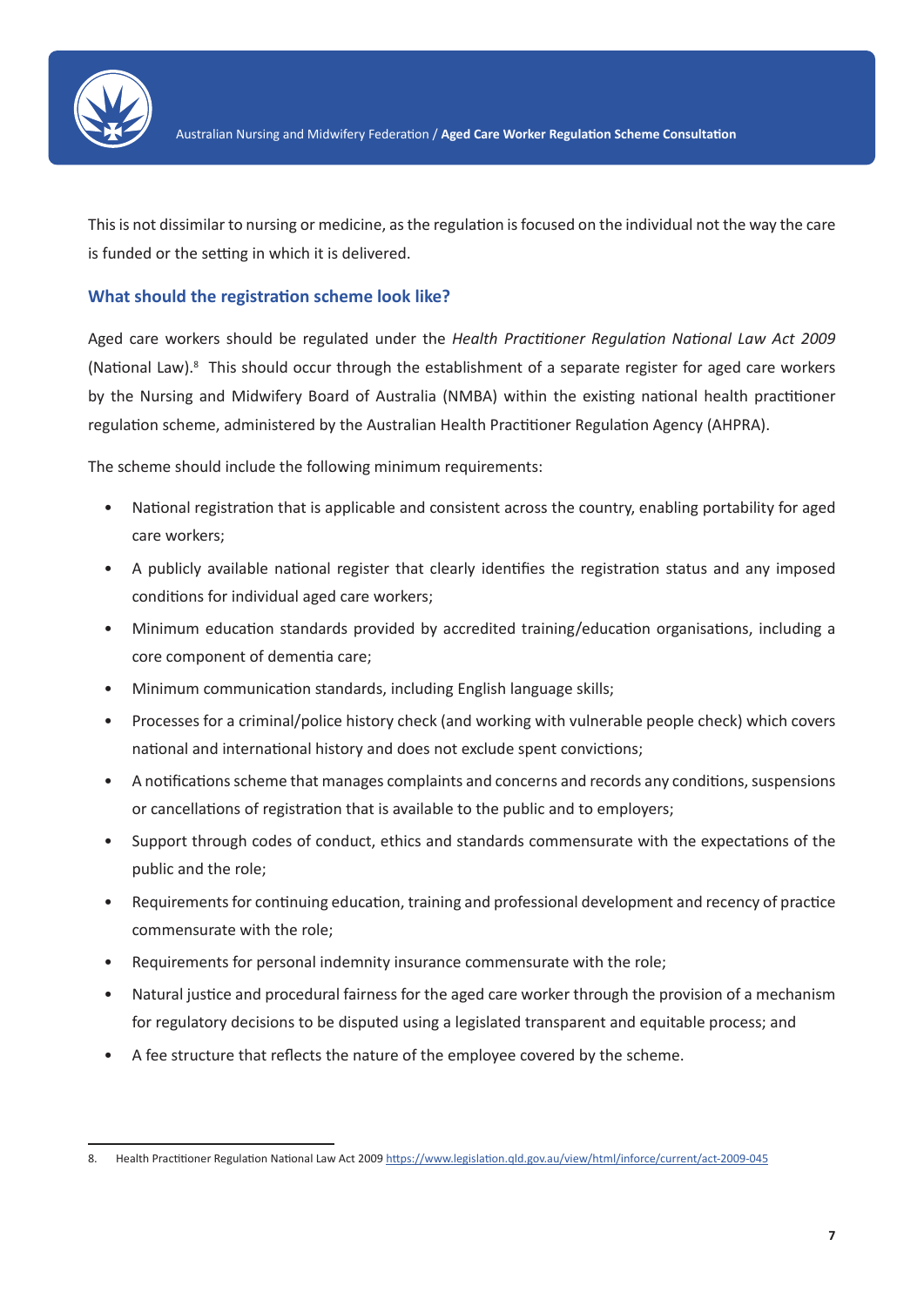This is not dissimilar to nursing or medicine, as the regulation is focused on the individual not the way the care is funded or the setting in which it is delivered.

### What should the registration scheme look like?

Aged care workers should be regulated under the *Health Practitioner Regulation National Law Act 2009* (National Law).[8] This should occur through the establishment of a separate register for aged care workers by the Nursing and Midwifery Board of Australia (NMBA) within the existing national health practitioner regulation scheme, administered by the Australian Health Practitioner Regulation Agency (AHPRA).

The scheme should include the following minimum requirements:

- National registration that is applicable and consistent across the country, enabling portability for aged care workers;
- A publicly available national register that clearly identifies the registration status and any imposed conditions for individual aged care workers;
- Minimum education standards provided by accredited training/education organisations, including a core component of dementia care;
- Minimum communication standards, including English language skills;
- Processes for a criminal/police history check (and working with vulnerable people check) which covers national and international history and does not exclude spent convictions;
- A notifications scheme that manages complaints and concerns and records any conditions, suspensions or cancellations of registration that is available to the public and to employers;
- Support through codes of conduct, ethics and standards commensurate with the expectations of the public and the role;
- Requirements for continuing education, training and professional development and recency of practice commensurate with the role;
- Requirements for personal indemnity insurance commensurate with the role;
- Natural justice and procedural fairness for the aged care worker through the provision of a mechanism for regulatory decisions to be disputed using a legislated transparent and equitable process; and
- A fee structure that reflects the nature of the employee covered by the scheme.

---

8. Health Practitioner Regulation National Law Act 2009 https://www.legislation.qld.gov.au/view/html/inforce/current/act-2009-045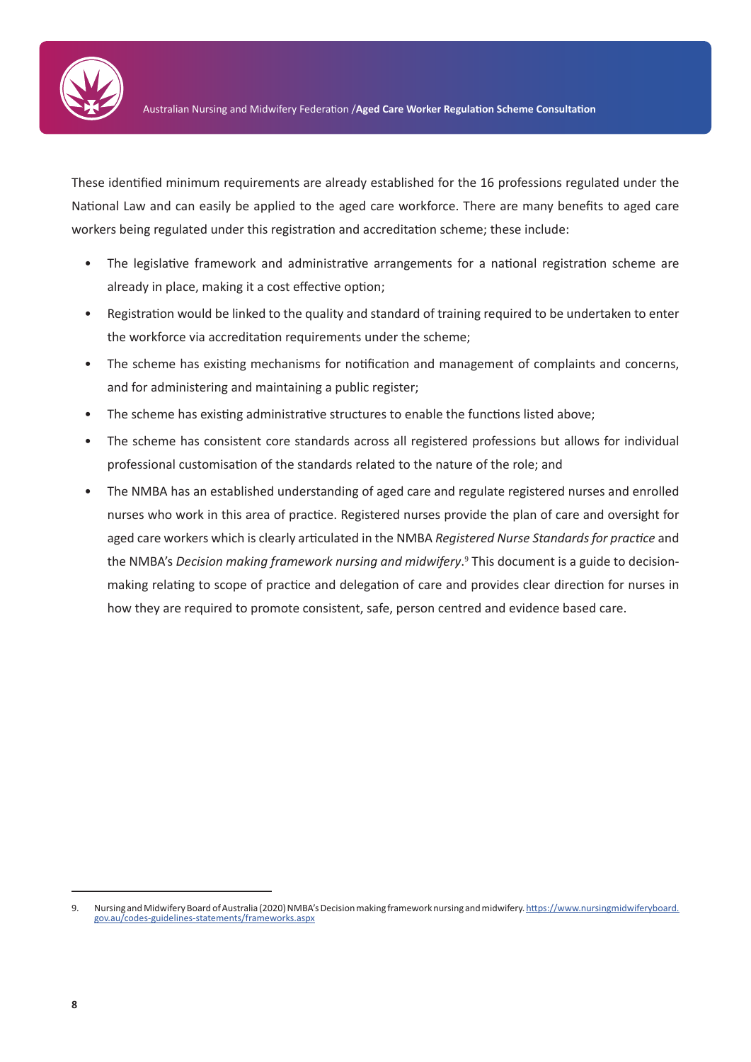These identified minimum requirements are already established for the 16 professions regulated under the National Law and can easily be applied to the aged care workforce. There are many benefits to aged care workers being regulated under this registration and accreditation scheme; these include:

- The legislative framework and administrative arrangements for a national registration scheme are already in place, making it a cost effective option;
- Registration would be linked to the quality and standard of training required to be undertaken to enter the workforce via accreditation requirements under the scheme;
- The scheme has existing mechanisms for notification and management of complaints and concerns, and for administering and maintaining a public register;
- The scheme has existing administrative structures to enable the functions listed above;
- The scheme has consistent core standards across all registered professions but allows for individual professional customisation of the standards related to the nature of the role; and
- The NMBA has an established understanding of aged care and regulate registered nurses and enrolled nurses who work in this area of practice. Registered nurses provide the plan of care and oversight for aged care workers which is clearly articulated in the NMBA *Registered Nurse Standards for practice* and the NMBA's *Decision making framework nursing and midwifery*.[9] This document is a guide to decision-making relating to scope of practice and delegation of care and provides clear direction for nurses in how they are required to promote consistent, safe, person centred and evidence based care.

---

9. Nursing and Midwifery Board of Australia (2020) NMBA's Decision making framework nursing and midwifery. https://www.nursingmidwiferyboard.gov.au/codes-guidelines-statements/frameworks.aspx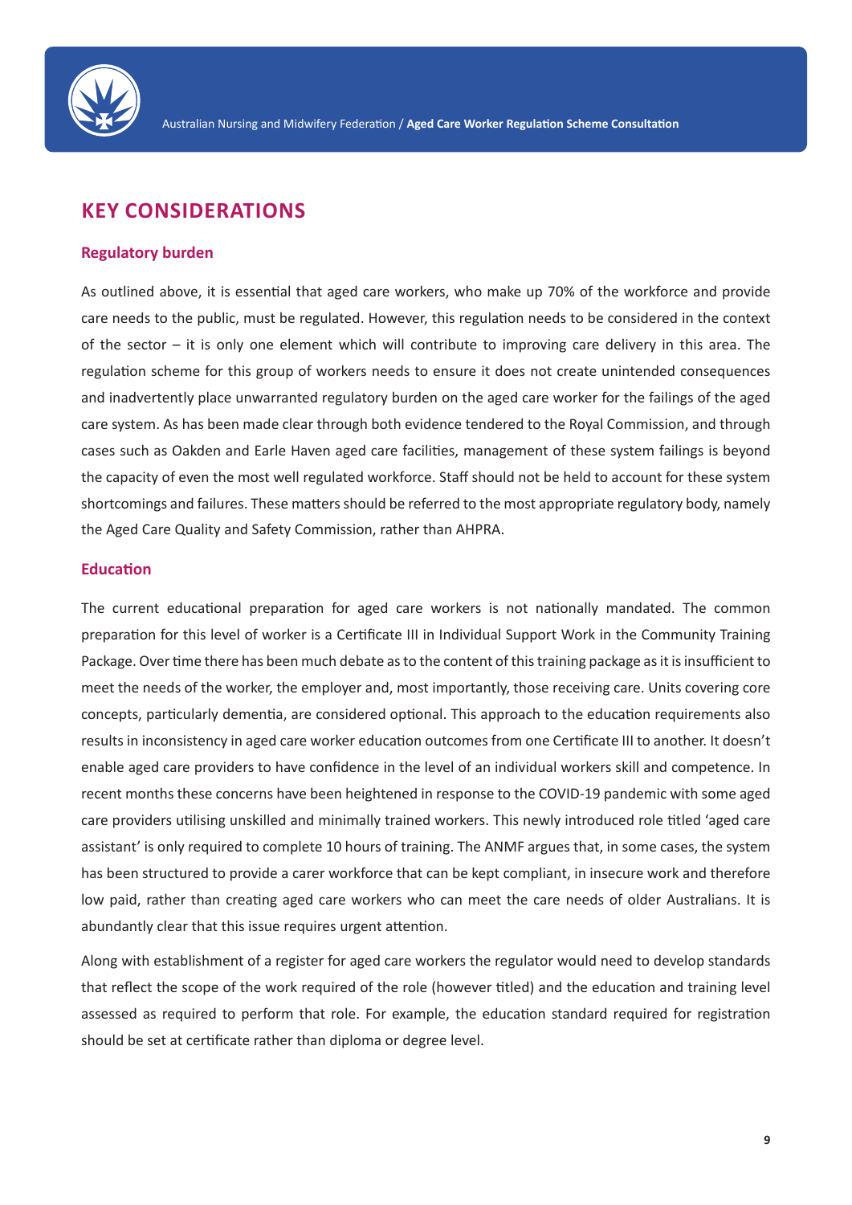## KEY CONSIDERATIONS

### Regulatory burden

As outlined above, it is essential that aged care workers, who make up 70% of the workforce and provide care needs to the public, must be regulated. However, this regulation needs to be considered in the context of the sector – it is only one element which will contribute to improving care delivery in this area. The regulation scheme for this group of workers needs to ensure it does not create unintended consequences and inadvertently place unwarranted regulatory burden on the aged care worker for the failings of the aged care system. As has been made clear through both evidence tendered to the Royal Commission, and through cases such as Oakden and Earle Haven aged care facilities, management of these system failings is beyond the capacity of even the most well regulated workforce. Staff should not be held to account for these system shortcomings and failures. These matters should be referred to the most appropriate regulatory body, namely the Aged Care Quality and Safety Commission, rather than AHPRA.

### Education

The current educational preparation for aged care workers is not nationally mandated. The common preparation for this level of worker is a Certificate III in Individual Support Work in the Community Training Package. Over time there has been much debate as to the content of this training package as it is insufficient to meet the needs of the worker, the employer and, most importantly, those receiving care. Units covering core concepts, particularly dementia, are considered optional. This approach to the education requirements also results in inconsistency in aged care worker education outcomes from one Certificate III to another. It doesn't enable aged care providers to have confidence in the level of an individual workers skill and competence. In recent months these concerns have been heightened in response to the COVID-19 pandemic with some aged care providers utilising unskilled and minimally trained workers. This newly introduced role titled 'aged care assistant' is only required to complete 10 hours of training. The ANMF argues that, in some cases, the system has been structured to provide a carer workforce that can be kept compliant, in insecure work and therefore low paid, rather than creating aged care workers who can meet the care needs of older Australians. It is abundantly clear that this issue requires urgent attention.

Along with establishment of a register for aged care workers the regulator would need to develop standards that reflect the scope of the work required of the role (however titled) and the education and training level assessed as required to perform that role. For example, the education standard required for registration should be set at certificate rather than diploma or degree level.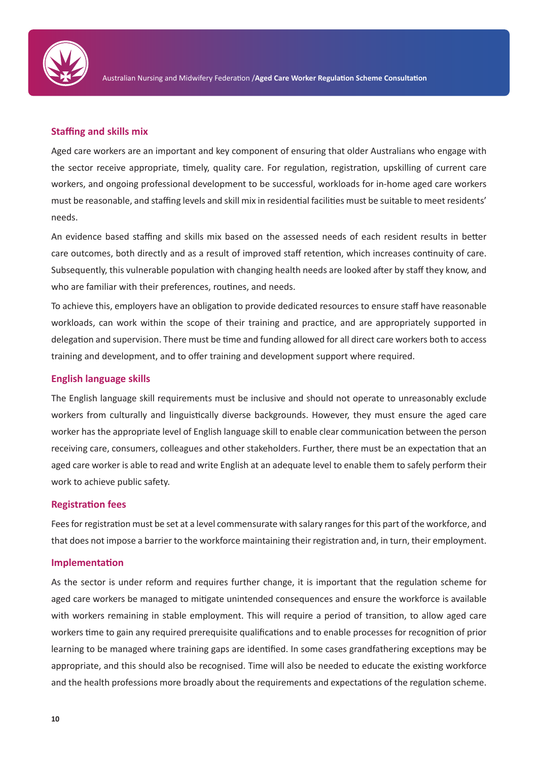### Staffing and skills mix

Aged care workers are an important and key component of ensuring that older Australians who engage with the sector receive appropriate, timely, quality care. For regulation, registration, upskilling of current care workers, and ongoing professional development to be successful, workloads for in-home aged care workers must be reasonable, and staffing levels and skill mix in residential facilities must be suitable to meet residents' needs.

An evidence based staffing and skills mix based on the assessed needs of each resident results in better care outcomes, both directly and as a result of improved staff retention, which increases continuity of care. Subsequently, this vulnerable population with changing health needs are looked after by staff they know, and who are familiar with their preferences, routines, and needs.

To achieve this, employers have an obligation to provide dedicated resources to ensure staff have reasonable workloads, can work within the scope of their training and practice, and are appropriately supported in delegation and supervision. There must be time and funding allowed for all direct care workers both to access training and development, and to offer training and development support where required.

### English language skills

The English language skill requirements must be inclusive and should not operate to unreasonably exclude workers from culturally and linguistically diverse backgrounds. However, they must ensure the aged care worker has the appropriate level of English language skill to enable clear communication between the person receiving care, consumers, colleagues and other stakeholders. Further, there must be an expectation that an aged care worker is able to read and write English at an adequate level to enable them to safely perform their work to achieve public safety.

### Registration fees

Fees for registration must be set at a level commensurate with salary ranges for this part of the workforce, and that does not impose a barrier to the workforce maintaining their registration and, in turn, their employment.

### Implementation

As the sector is under reform and requires further change, it is important that the regulation scheme for aged care workers be managed to mitigate unintended consequences and ensure the workforce is available with workers remaining in stable employment. This will require a period of transition, to allow aged care workers time to gain any required prerequisite qualifications and to enable processes for recognition of prior learning to be managed where training gaps are identified. In some cases grandfathering exceptions may be appropriate, and this should also be recognised. Time will also be needed to educate the existing workforce and the health professions more broadly about the requirements and expectations of the regulation scheme.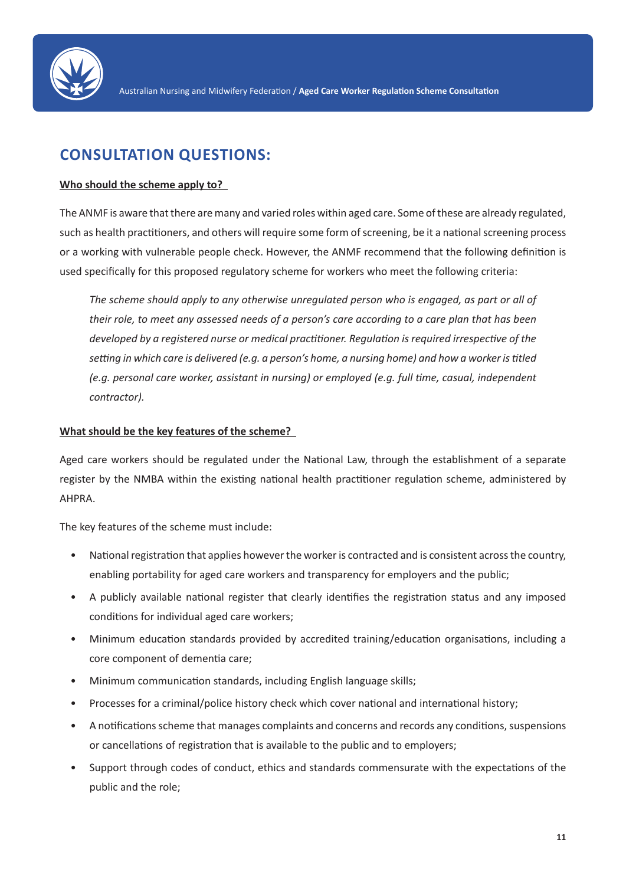## CONSULTATION QUESTIONS:

**Who should the scheme apply to?**

The ANMF is aware that there are many and varied roles within aged care. Some of these are already regulated, such as health practitioners, and others will require some form of screening, be it a national screening process or a working with vulnerable people check. However, the ANMF recommend that the following definition is used specifically for this proposed regulatory scheme for workers who meet the following criteria:

> *The scheme should apply to any otherwise unregulated person who is engaged, as part or all of their role, to meet any assessed needs of a person's care according to a care plan that has been developed by a registered nurse or medical practitioner. Regulation is required irrespective of the setting in which care is delivered (e.g. a person's home, a nursing home) and how a worker is titled (e.g. personal care worker, assistant in nursing) or employed (e.g. full time, casual, independent contractor).*

**What should be the key features of the scheme?**

Aged care workers should be regulated under the National Law, through the establishment of a separate register by the NMBA within the existing national health practitioner regulation scheme, administered by AHPRA.

The key features of the scheme must include:

- National registration that applies however the worker is contracted and is consistent across the country, enabling portability for aged care workers and transparency for employers and the public;
- A publicly available national register that clearly identifies the registration status and any imposed conditions for individual aged care workers;
- Minimum education standards provided by accredited training/education organisations, including a core component of dementia care;
- Minimum communication standards, including English language skills;
- Processes for a criminal/police history check which cover national and international history;
- A notifications scheme that manages complaints and concerns and records any conditions, suspensions or cancellations of registration that is available to the public and to employers;
- Support through codes of conduct, ethics and standards commensurate with the expectations of the public and the role;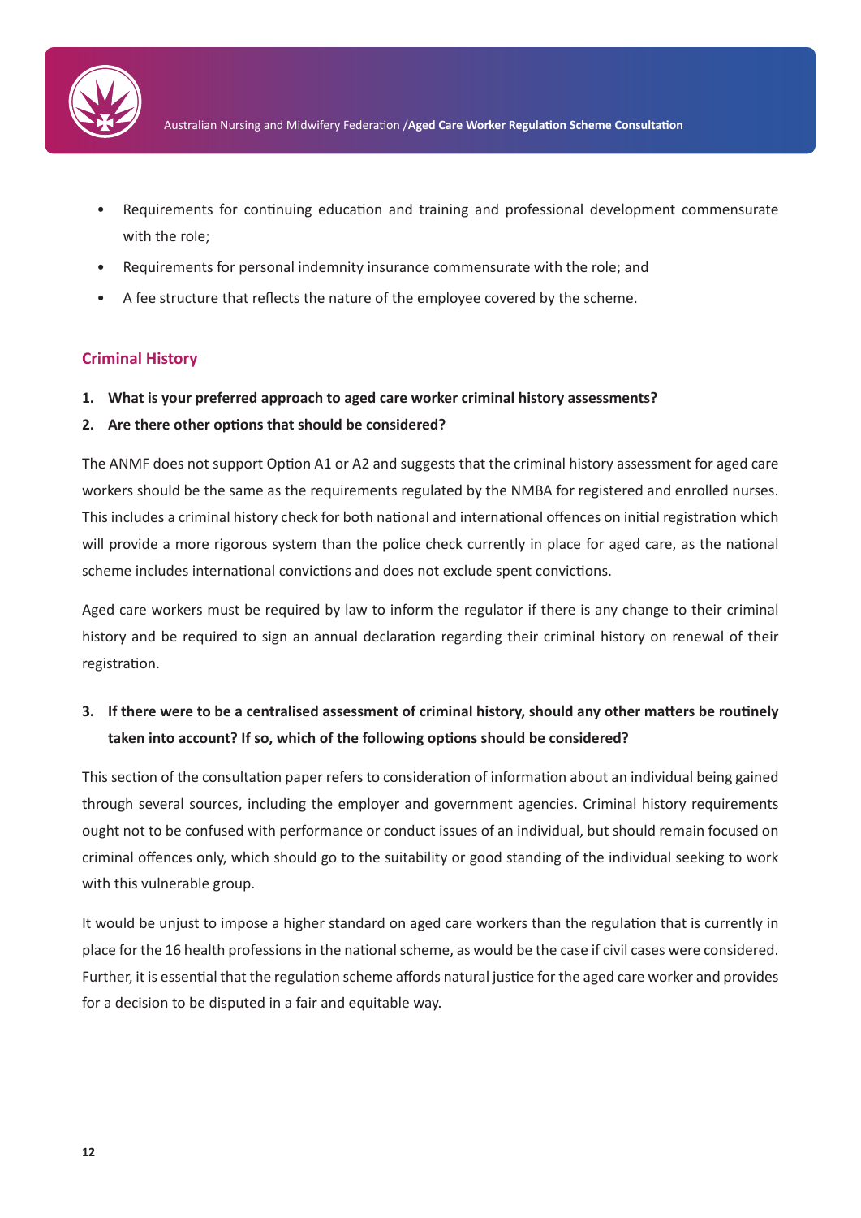- Requirements for continuing education and training and professional development commensurate with the role;
- Requirements for personal indemnity insurance commensurate with the role; and
- A fee structure that reflects the nature of the employee covered by the scheme.

## Criminal History

1. **What is your preferred approach to aged care worker criminal history assessments?**
2. **Are there other options that should be considered?**

The ANMF does not support Option A1 or A2 and suggests that the criminal history assessment for aged care workers should be the same as the requirements regulated by the NMBA for registered and enrolled nurses. This includes a criminal history check for both national and international offences on initial registration which will provide a more rigorous system than the police check currently in place for aged care, as the national scheme includes international convictions and does not exclude spent convictions.

Aged care workers must be required by law to inform the regulator if there is any change to their criminal history and be required to sign an annual declaration regarding their criminal history on renewal of their registration.

3. **If there were to be a centralised assessment of criminal history, should any other matters be routinely taken into account? If so, which of the following options should be considered?**

This section of the consultation paper refers to consideration of information about an individual being gained through several sources, including the employer and government agencies. Criminal history requirements ought not to be confused with performance or conduct issues of an individual, but should remain focused on criminal offences only, which should go to the suitability or good standing of the individual seeking to work with this vulnerable group.

It would be unjust to impose a higher standard on aged care workers than the regulation that is currently in place for the 16 health professions in the national scheme, as would be the case if civil cases were considered. Further, it is essential that the regulation scheme affords natural justice for the aged care worker and provides for a decision to be disputed in a fair and equitable way.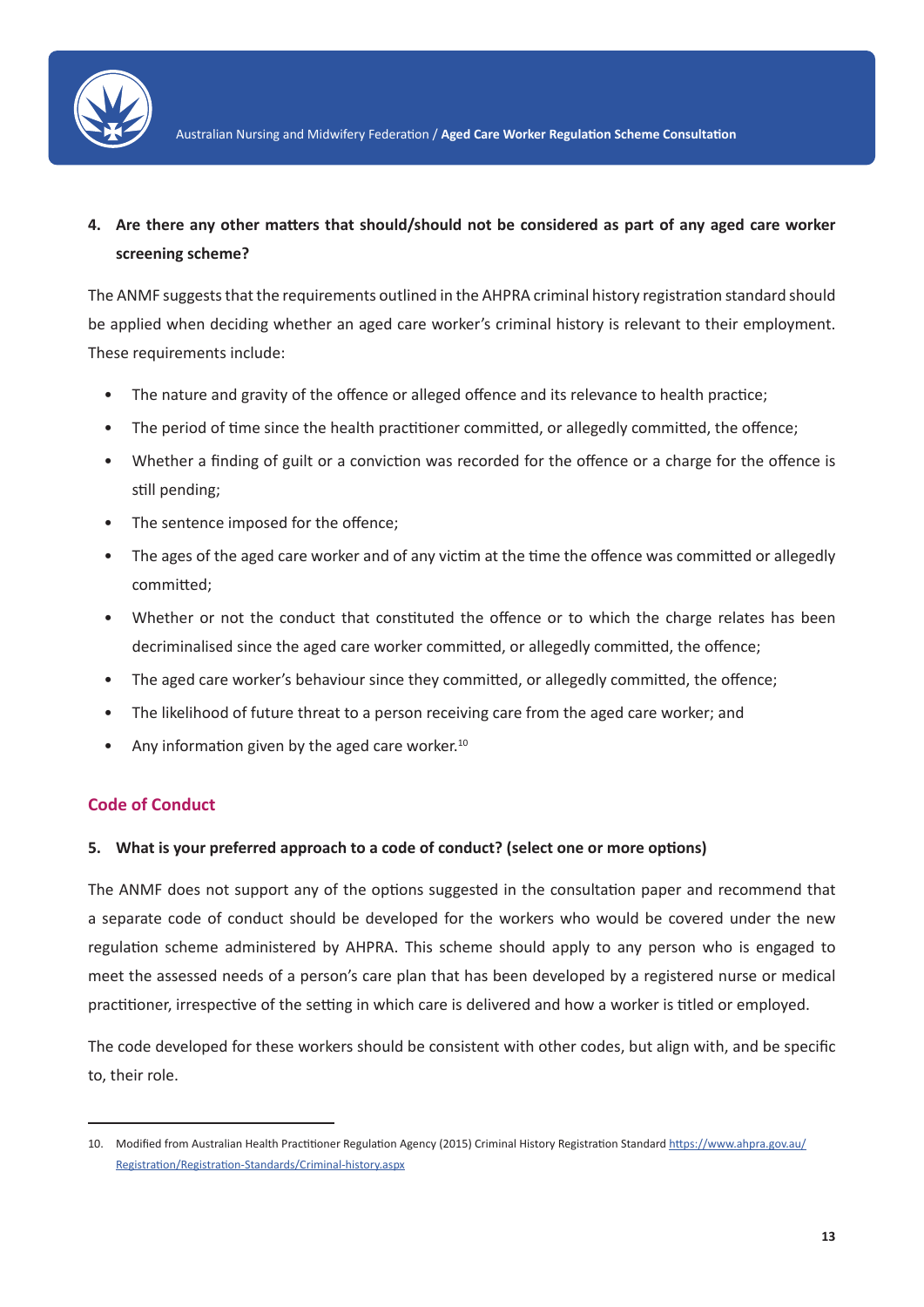**4. Are there any other matters that should/should not be considered as part of any aged care worker screening scheme?**

The ANMF suggests that the requirements outlined in the AHPRA criminal history registration standard should be applied when deciding whether an aged care worker's criminal history is relevant to their employment. These requirements include:

- The nature and gravity of the offence or alleged offence and its relevance to health practice;
- The period of time since the health practitioner committed, or allegedly committed, the offence;
- Whether a finding of guilt or a conviction was recorded for the offence or a charge for the offence is still pending;
- The sentence imposed for the offence;
- The ages of the aged care worker and of any victim at the time the offence was committed or allegedly committed;
- Whether or not the conduct that constituted the offence or to which the charge relates has been decriminalised since the aged care worker committed, or allegedly committed, the offence;
- The aged care worker's behaviour since they committed, or allegedly committed, the offence;
- The likelihood of future threat to a person receiving care from the aged care worker; and
- Any information given by the aged care worker.[10]

## Code of Conduct

**5. What is your preferred approach to a code of conduct? (select one or more options)**

The ANMF does not support any of the options suggested in the consultation paper and recommend that a separate code of conduct should be developed for the workers who would be covered under the new regulation scheme administered by AHPRA. This scheme should apply to any person who is engaged to meet the assessed needs of a person's care plan that has been developed by a registered nurse or medical practitioner, irrespective of the setting in which care is delivered and how a worker is titled or employed.

The code developed for these workers should be consistent with other codes, but align with, and be specific to, their role.

---

10. Modified from Australian Health Practitioner Regulation Agency (2015) Criminal History Registration Standard https://www.ahpra.gov.au/Registration/Registration-Standards/Criminal-history.aspx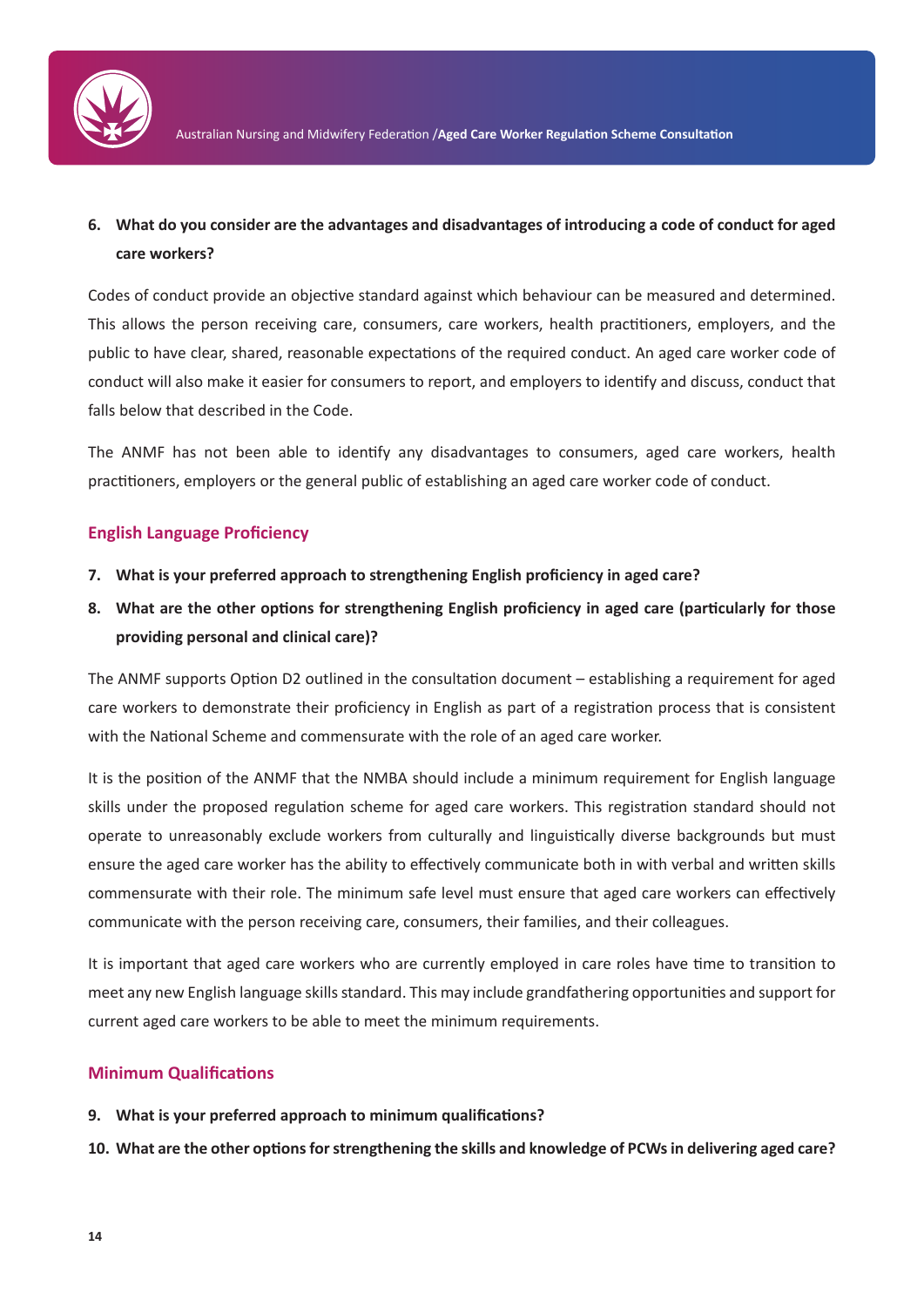**6. What do you consider are the advantages and disadvantages of introducing a code of conduct for aged care workers?**

Codes of conduct provide an objective standard against which behaviour can be measured and determined. This allows the person receiving care, consumers, care workers, health practitioners, employers, and the public to have clear, shared, reasonable expectations of the required conduct. An aged care worker code of conduct will also make it easier for consumers to report, and employers to identify and discuss, conduct that falls below that described in the Code.

The ANMF has not been able to identify any disadvantages to consumers, aged care workers, health practitioners, employers or the general public of establishing an aged care worker code of conduct.

## English Language Proficiency

**7. What is your preferred approach to strengthening English proficiency in aged care?**

**8. What are the other options for strengthening English proficiency in aged care (particularly for those providing personal and clinical care)?**

The ANMF supports Option D2 outlined in the consultation document – establishing a requirement for aged care workers to demonstrate their proficiency in English as part of a registration process that is consistent with the National Scheme and commensurate with the role of an aged care worker.

It is the position of the ANMF that the NMBA should include a minimum requirement for English language skills under the proposed regulation scheme for aged care workers. This registration standard should not operate to unreasonably exclude workers from culturally and linguistically diverse backgrounds but must ensure the aged care worker has the ability to effectively communicate both in with verbal and written skills commensurate with their role. The minimum safe level must ensure that aged care workers can effectively communicate with the person receiving care, consumers, their families, and their colleagues.

It is important that aged care workers who are currently employed in care roles have time to transition to meet any new English language skills standard. This may include grandfathering opportunities and support for current aged care workers to be able to meet the minimum requirements.

## Minimum Qualifications

**9. What is your preferred approach to minimum qualifications?**

**10. What are the other options for strengthening the skills and knowledge of PCWs in delivering aged care?**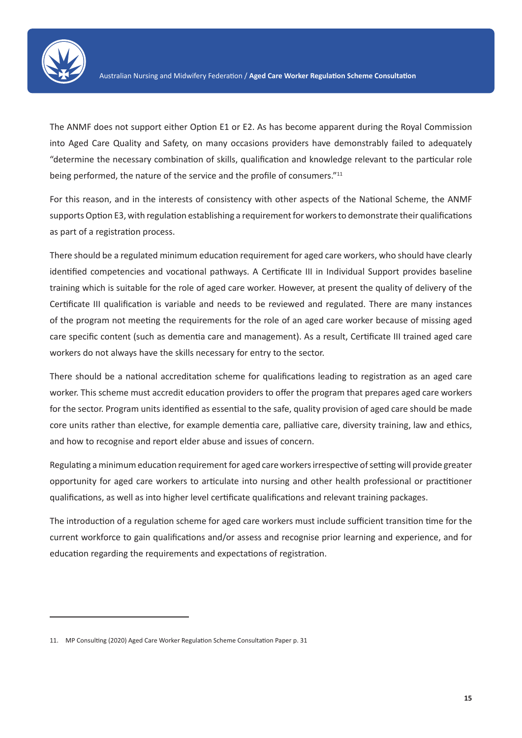The ANMF does not support either Option E1 or E2. As has become apparent during the Royal Commission into Aged Care Quality and Safety, on many occasions providers have demonstrably failed to adequately "determine the necessary combination of skills, qualification and knowledge relevant to the particular role being performed, the nature of the service and the profile of consumers."[11]

For this reason, and in the interests of consistency with other aspects of the National Scheme, the ANMF supports Option E3, with regulation establishing a requirement for workers to demonstrate their qualifications as part of a registration process.

There should be a regulated minimum education requirement for aged care workers, who should have clearly identified competencies and vocational pathways. A Certificate III in Individual Support provides baseline training which is suitable for the role of aged care worker. However, at present the quality of delivery of the Certificate III qualification is variable and needs to be reviewed and regulated. There are many instances of the program not meeting the requirements for the role of an aged care worker because of missing aged care specific content (such as dementia care and management). As a result, Certificate III trained aged care workers do not always have the skills necessary for entry to the sector.

There should be a national accreditation scheme for qualifications leading to registration as an aged care worker. This scheme must accredit education providers to offer the program that prepares aged care workers for the sector. Program units identified as essential to the safe, quality provision of aged care should be made core units rather than elective, for example dementia care, palliative care, diversity training, law and ethics, and how to recognise and report elder abuse and issues of concern.

Regulating a minimum education requirement for aged care workers irrespective of setting will provide greater opportunity for aged care workers to articulate into nursing and other health professional or practitioner qualifications, as well as into higher level certificate qualifications and relevant training packages.

The introduction of a regulation scheme for aged care workers must include sufficient transition time for the current workforce to gain qualifications and/or assess and recognise prior learning and experience, and for education regarding the requirements and expectations of registration.

---

11. MP Consulting (2020) Aged Care Worker Regulation Scheme Consultation Paper p. 31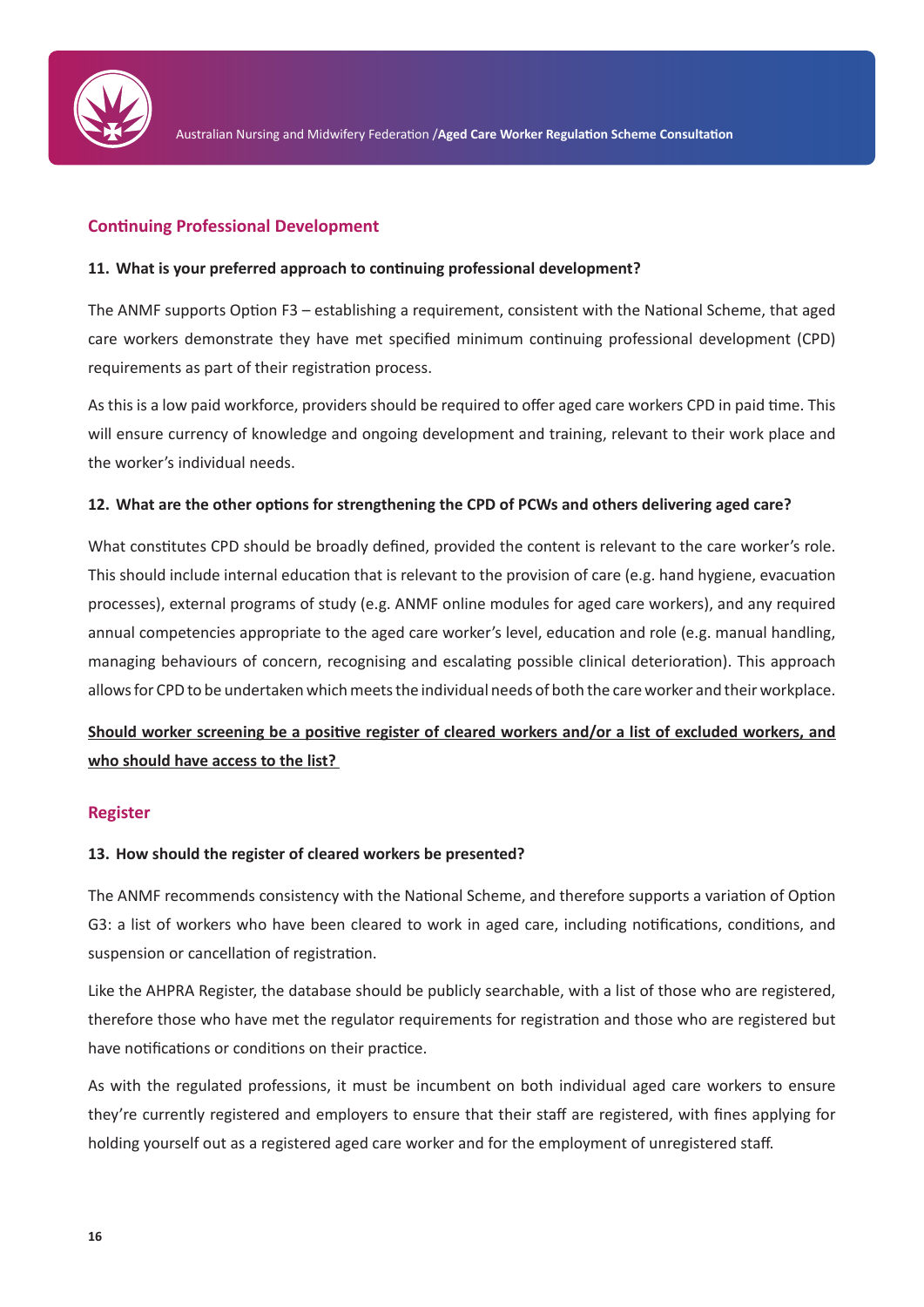## Continuing Professional Development

**11. What is your preferred approach to continuing professional development?**

The ANMF supports Option F3 – establishing a requirement, consistent with the National Scheme, that aged care workers demonstrate they have met specified minimum continuing professional development (CPD) requirements as part of their registration process.

As this is a low paid workforce, providers should be required to offer aged care workers CPD in paid time. This will ensure currency of knowledge and ongoing development and training, relevant to their work place and the worker's individual needs.

**12. What are the other options for strengthening the CPD of PCWs and others delivering aged care?**

What constitutes CPD should be broadly defined, provided the content is relevant to the care worker's role. This should include internal education that is relevant to the provision of care (e.g. hand hygiene, evacuation processes), external programs of study (e.g. ANMF online modules for aged care workers), and any required annual competencies appropriate to the aged care worker's level, education and role (e.g. manual handling, managing behaviours of concern, recognising and escalating possible clinical deterioration). This approach allows for CPD to be undertaken which meets the individual needs of both the care worker and their workplace.

**Should worker screening be a positive register of cleared workers and/or a list of excluded workers, and who should have access to the list?**

## Register

**13. How should the register of cleared workers be presented?**

The ANMF recommends consistency with the National Scheme, and therefore supports a variation of Option G3: a list of workers who have been cleared to work in aged care, including notifications, conditions, and suspension or cancellation of registration.

Like the AHPRA Register, the database should be publicly searchable, with a list of those who are registered, therefore those who have met the regulator requirements for registration and those who are registered but have notifications or conditions on their practice.

As with the regulated professions, it must be incumbent on both individual aged care workers to ensure they're currently registered and employers to ensure that their staff are registered, with fines applying for holding yourself out as a registered aged care worker and for the employment of unregistered staff.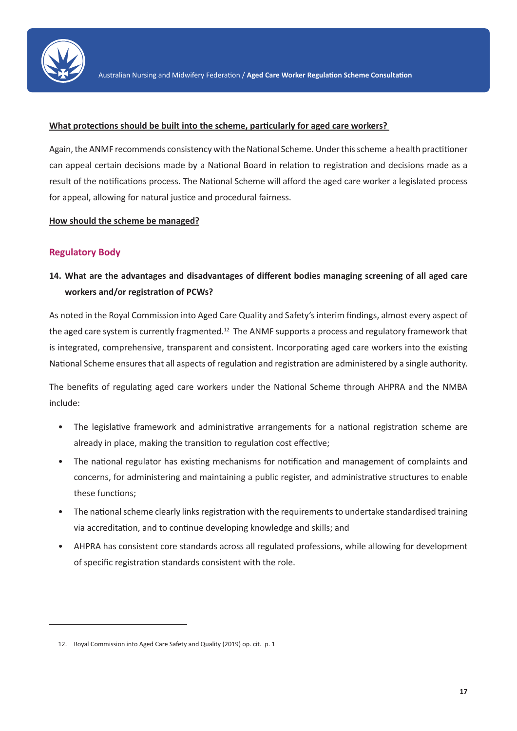**What protections should be built into the scheme, particularly for aged care workers?**

Again, the ANMF recommends consistency with the National Scheme. Under this scheme a health practitioner can appeal certain decisions made by a National Board in relation to registration and decisions made as a result of the notifications process. The National Scheme will afford the aged care worker a legislated process for appeal, allowing for natural justice and procedural fairness.

**How should the scheme be managed?**

## Regulatory Body

**14. What are the advantages and disadvantages of different bodies managing screening of all aged care workers and/or registration of PCWs?**

As noted in the Royal Commission into Aged Care Quality and Safety's interim findings, almost every aspect of the aged care system is currently fragmented.[12] The ANMF supports a process and regulatory framework that is integrated, comprehensive, transparent and consistent. Incorporating aged care workers into the existing National Scheme ensures that all aspects of regulation and registration are administered by a single authority.

The benefits of regulating aged care workers under the National Scheme through AHPRA and the NMBA include:

- The legislative framework and administrative arrangements for a national registration scheme are already in place, making the transition to regulation cost effective;
- The national regulator has existing mechanisms for notification and management of complaints and concerns, for administering and maintaining a public register, and administrative structures to enable these functions;
- The national scheme clearly links registration with the requirements to undertake standardised training via accreditation, and to continue developing knowledge and skills; and
- AHPRA has consistent core standards across all regulated professions, while allowing for development of specific registration standards consistent with the role.

---

12. Royal Commission into Aged Care Safety and Quality (2019) op. cit. p. 1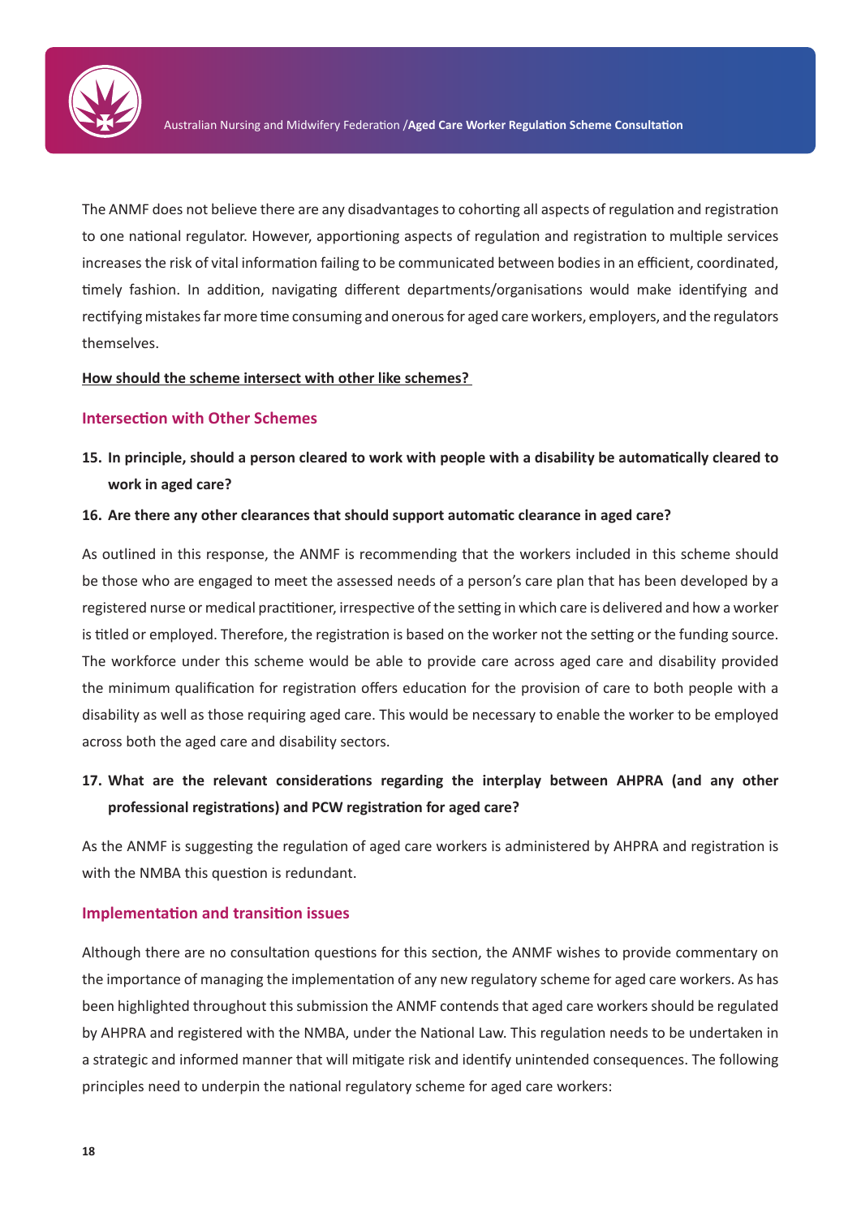The ANMF does not believe there are any disadvantages to cohorting all aspects of regulation and registration to one national regulator. However, apportioning aspects of regulation and registration to multiple services increases the risk of vital information failing to be communicated between bodies in an efficient, coordinated, timely fashion. In addition, navigating different departments/organisations would make identifying and rectifying mistakes far more time consuming and onerous for aged care workers, employers, and the regulators themselves.

**How should the scheme intersect with other like schemes?**

## Intersection with Other Schemes

**15. In principle, should a person cleared to work with people with a disability be automatically cleared to work in aged care?**

**16. Are there any other clearances that should support automatic clearance in aged care?**

As outlined in this response, the ANMF is recommending that the workers included in this scheme should be those who are engaged to meet the assessed needs of a person's care plan that has been developed by a registered nurse or medical practitioner, irrespective of the setting in which care is delivered and how a worker is titled or employed. Therefore, the registration is based on the worker not the setting or the funding source. The workforce under this scheme would be able to provide care across aged care and disability provided the minimum qualification for registration offers education for the provision of care to both people with a disability as well as those requiring aged care. This would be necessary to enable the worker to be employed across both the aged care and disability sectors.

**17. What are the relevant considerations regarding the interplay between AHPRA (and any other professional registrations) and PCW registration for aged care?**

As the ANMF is suggesting the regulation of aged care workers is administered by AHPRA and registration is with the NMBA this question is redundant.

## Implementation and transition issues

Although there are no consultation questions for this section, the ANMF wishes to provide commentary on the importance of managing the implementation of any new regulatory scheme for aged care workers. As has been highlighted throughout this submission the ANMF contends that aged care workers should be regulated by AHPRA and registered with the NMBA, under the National Law. This regulation needs to be undertaken in a strategic and informed manner that will mitigate risk and identify unintended consequences. The following principles need to underpin the national regulatory scheme for aged care workers: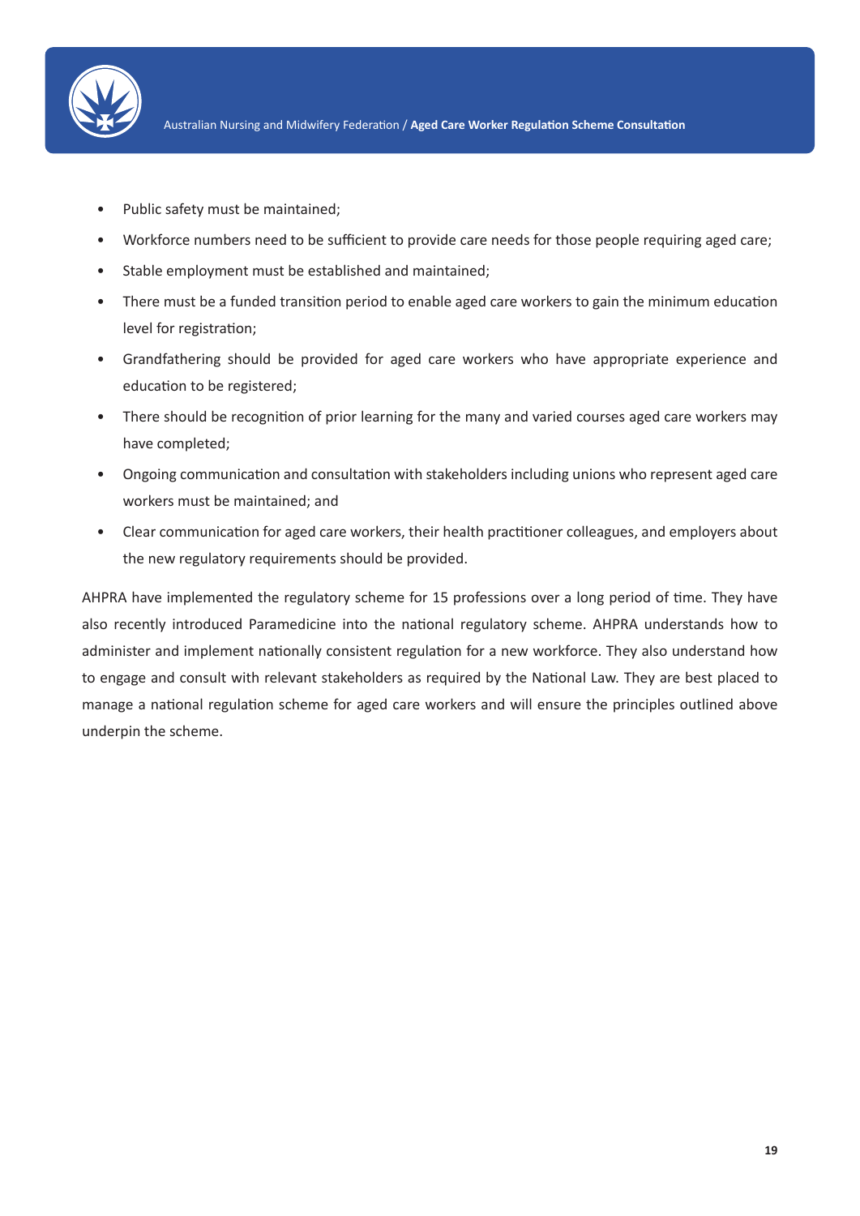- Public safety must be maintained;
- Workforce numbers need to be sufficient to provide care needs for those people requiring aged care;
- Stable employment must be established and maintained;
- There must be a funded transition period to enable aged care workers to gain the minimum education level for registration;
- Grandfathering should be provided for aged care workers who have appropriate experience and education to be registered;
- There should be recognition of prior learning for the many and varied courses aged care workers may have completed;
- Ongoing communication and consultation with stakeholders including unions who represent aged care workers must be maintained; and
- Clear communication for aged care workers, their health practitioner colleagues, and employers about the new regulatory requirements should be provided.

AHPRA have implemented the regulatory scheme for 15 professions over a long period of time. They have also recently introduced Paramedicine into the national regulatory scheme. AHPRA understands how to administer and implement nationally consistent regulation for a new workforce. They also understand how to engage and consult with relevant stakeholders as required by the National Law. They are best placed to manage a national regulation scheme for aged care workers and will ensure the principles outlined above underpin the scheme.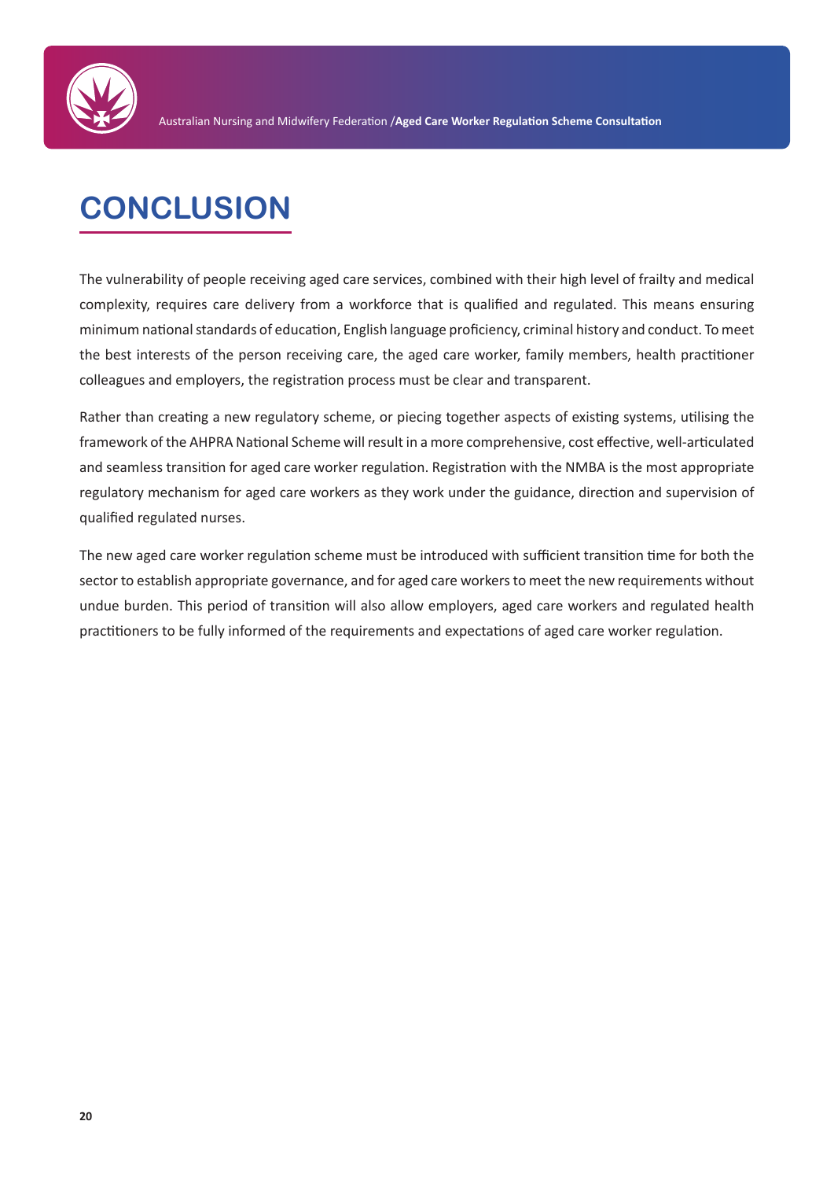# CONCLUSION

The vulnerability of people receiving aged care services, combined with their high level of frailty and medical complexity, requires care delivery from a workforce that is qualified and regulated. This means ensuring minimum national standards of education, English language proficiency, criminal history and conduct. To meet the best interests of the person receiving care, the aged care worker, family members, health practitioner colleagues and employers, the registration process must be clear and transparent.

Rather than creating a new regulatory scheme, or piecing together aspects of existing systems, utilising the framework of the AHPRA National Scheme will result in a more comprehensive, cost effective, well-articulated and seamless transition for aged care worker regulation. Registration with the NMBA is the most appropriate regulatory mechanism for aged care workers as they work under the guidance, direction and supervision of qualified regulated nurses.

The new aged care worker regulation scheme must be introduced with sufficient transition time for both the sector to establish appropriate governance, and for aged care workers to meet the new requirements without undue burden. This period of transition will also allow employers, aged care workers and regulated health practitioners to be fully informed of the requirements and expectations of aged care worker regulation.